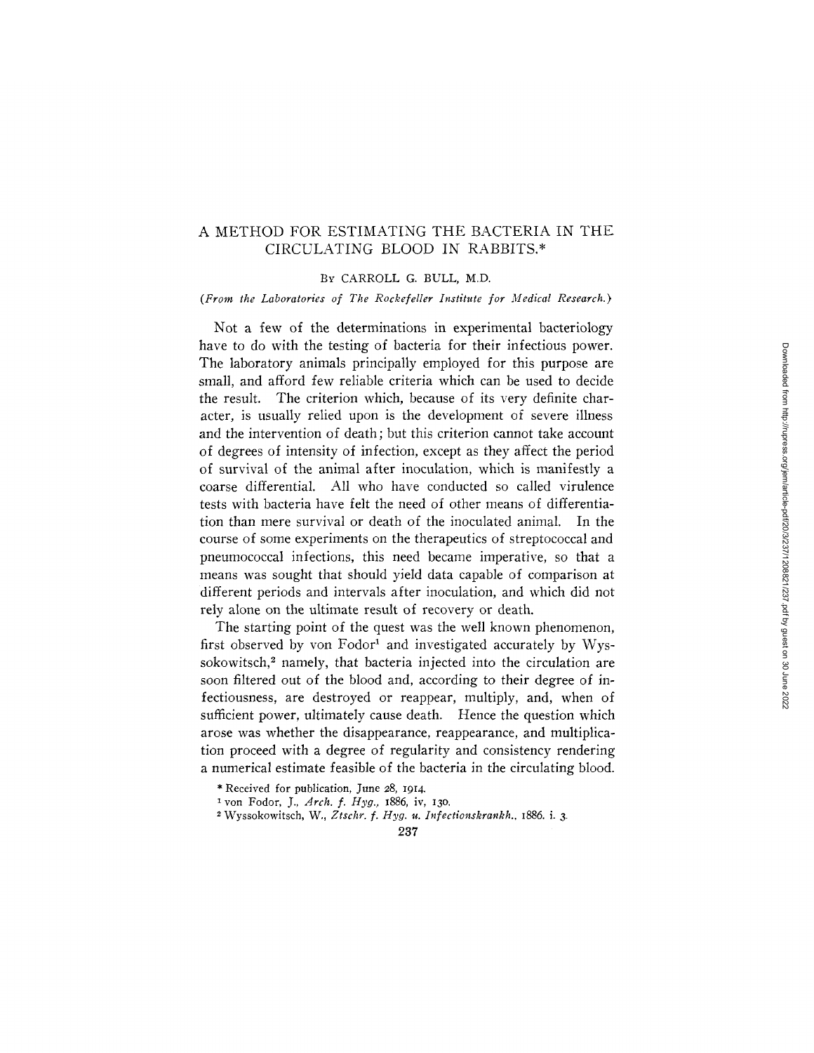# A METHOD FOR ESTIMATING THE BACTERIA IN THE CIRCULATING BLOOD IN RABBITS.*

By CARROLL G. BULL, M.D.

*(From the Laboratories of The Rockefeller Institute for Medical Research.)*

Not a few of the determinations in experimental bacteriology have to do with the testing of bacteria for their infectious power. The laboratory animals principally employed for this purpose are small, and afford few reliable criteria which can be used to decide the result. The criterion which, because of its very definite character, is usually relied upon is the development of severe illness and the intervention of death; but this criterion cannot take account of degrees of intensity of infection, except as they affect the period of survival of the animal after inoculation, which is manifestly a coarse differential. All who have conducted so called virulence tests with bacteria have felt the need of other means of differentiation than mere survival or death of the inoculated animal. In the course of some experiments on the therapeutics of streptococcal and pneumococcal infections, this need became imperative, so that a means was sought that should yield data capable of comparison at different periods and intervals after inoculation, and which did not rely alone on the ultimate result of recovery or death.

The starting point of the quest was the well known phenomenon, first observed by von Fodor[1] and investigated accurately by Wyssokowitsch,[2] namely, that bacteria injected into the circulation are soon filtered out of the blood and, according to their degree of infectiousness, are destroyed or reappear, multiply, and, when of sufficient power, ultimately cause death. Hence the question which arose was whether the disappearance, reappearance, and multiplication proceed with a degree of regularity and consistency rendering a numerical estimate feasible of the bacteria in the circulating blood.

\* Received for publication, June 28, 1914.

[1] von Fodor, J., *Arch. f. Hyg.*, 1886, iv, 130.

[2] Wyssokowitsch, W., *Ztschr. f. Hyg. u. Infectionskrankh.*, 1886, i, 3.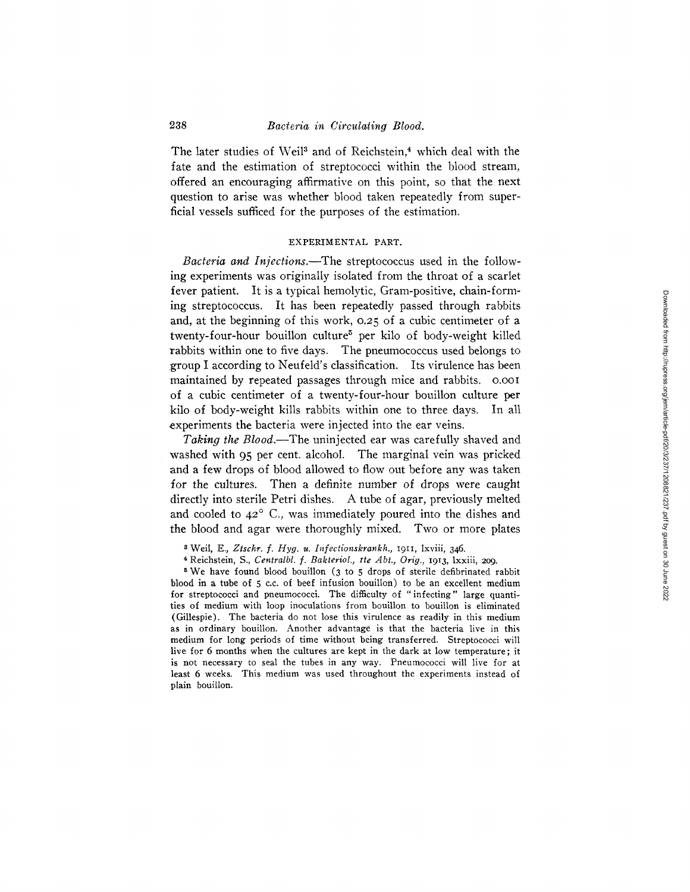The later studies of Weil[3] and of Reichstein,[4] which deal with the fate and the estimation of streptococci within the blood stream, offered an encouraging affirmative on this point, so that the next question to arise was whether blood taken repeatedly from superficial vessels sufficed for the purposes of the estimation.

## EXPERIMENTAL PART.

*Bacteria and Injections.*—The streptococcus used in the following experiments was originally isolated from the throat of a scarlet fever patient. It is a typical hemolytic, Gram-positive, chain-forming streptococcus. It has been repeatedly passed through rabbits and, at the beginning of this work, 0.25 of a cubic centimeter of a twenty-four-hour bouillon culture[5] per kilo of body-weight killed rabbits within one to five days. The pneumococcus used belongs to group I according to Neufeld's classification. Its virulence has been maintained by repeated passages through mice and rabbits. 0.001 of a cubic centimeter of a twenty-four-hour bouillon culture per kilo of body-weight kills rabbits within one to three days. In all experiments the bacteria were injected into the ear veins.

*Taking the Blood.*—The uninjected ear was carefully shaved and washed with 95 per cent. alcohol. The marginal vein was pricked and a few drops of blood allowed to flow out before any was taken for the cultures. Then a definite number of drops were caught directly into sterile Petri dishes. A tube of agar, previously melted and cooled to 42° C., was immediately poured into the dishes and the blood and agar were thoroughly mixed. Two or more plates

[3] Weil, E., *Ztschr. f. Hyg. u. Infectionskrankh.*, 1911, lxviii, 346.

[4] Reichstein, S., *Centralbl. f. Bakteriol.*, 1te *Abt., Orig.*, 1913, lxxiii, 209.

[5] We have found blood bouillon (3 to 5 drops of sterile defibrinated rabbit blood in a tube of 5 c.c. of beef infusion bouillon) to be an excellent medium for streptococci and pneumococci. The difficulty of "infecting" large quantities of medium with loop inoculations from bouillon to bouillon is eliminated (Gillespie). The bacteria do not lose this virulence as readily in this medium as in ordinary bouillon. Another advantage is that the bacteria live in this medium for long periods of time without being transferred. Streptococci will live for 6 months when the cultures are kept in the dark at low temperature; it is not necessary to seal the tubes in any way. Pneumococci will live for at least 6 weeks. This medium was used throughout the experiments instead of plain bouillon.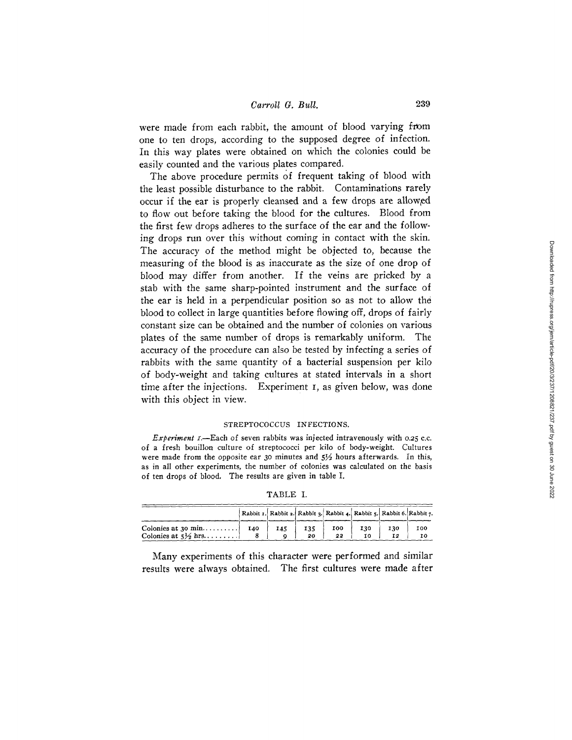were made from each rabbit, the amount of blood varying from one to ten drops, according to the supposed degree of infection. In this way plates were obtained on which the colonies could be easily counted and the various plates compared.

The above procedure permits of frequent taking of blood with the least possible disturbance to the rabbit. Contaminations rarely occur if the ear is properly cleansed and a few drops are allowed to flow out before taking the blood for the cultures. Blood from the first few drops adheres to the surface of the ear and the following drops run over this without coming in contact with the skin. The accuracy of the method might be objected to, because the measuring of the blood is as inaccurate as the size of one drop of blood may differ from another. If the veins are pricked by a stab with the same sharp-pointed instrument and the surface of the ear is held in a perpendicular position so as not to allow the blood to collect in large quantities before flowing off, drops of fairly constant size can be obtained and the number of colonies on various plates of the same number of drops is remarkably uniform. The accuracy of the procedure can also be tested by infecting a series of rabbits with the same quantity of a bacterial suspension per kilo of body-weight and taking cultures at stated intervals in a short time after the injections. Experiment 1, as given below, was done with this object in view.

## STREPTOCOCCUS INFECTIONS.

*Experiment 1.*—Each of seven rabbits was injected intravenously with 0.25 c.c. of a fresh bouillon culture of streptococci per kilo of body-weight. Cultures were made from the opposite ear 30 minutes and 5½ hours afterwards. In this, as in all other experiments, the number of colonies was calculated on the basis of ten drops of blood. The results are given in table I.

TABLE I.

| | Rabbit 1. | Rabbit 2. | Rabbit 3. | Rabbit 4. | Rabbit 5. | Rabbit 6. | Rabbit 7. |
|---|---|---|---|---|---|---|---|
| Colonies at 30 min. | 140 | 145 | 135 | 100 | 130 | 130 | 100 |
| Colonies at 5½ hrs. | 8 | 9 | 20 | 22 | 10 | 12 | 10 |

Many experiments of this character were performed and similar results were always obtained. The first cultures were made after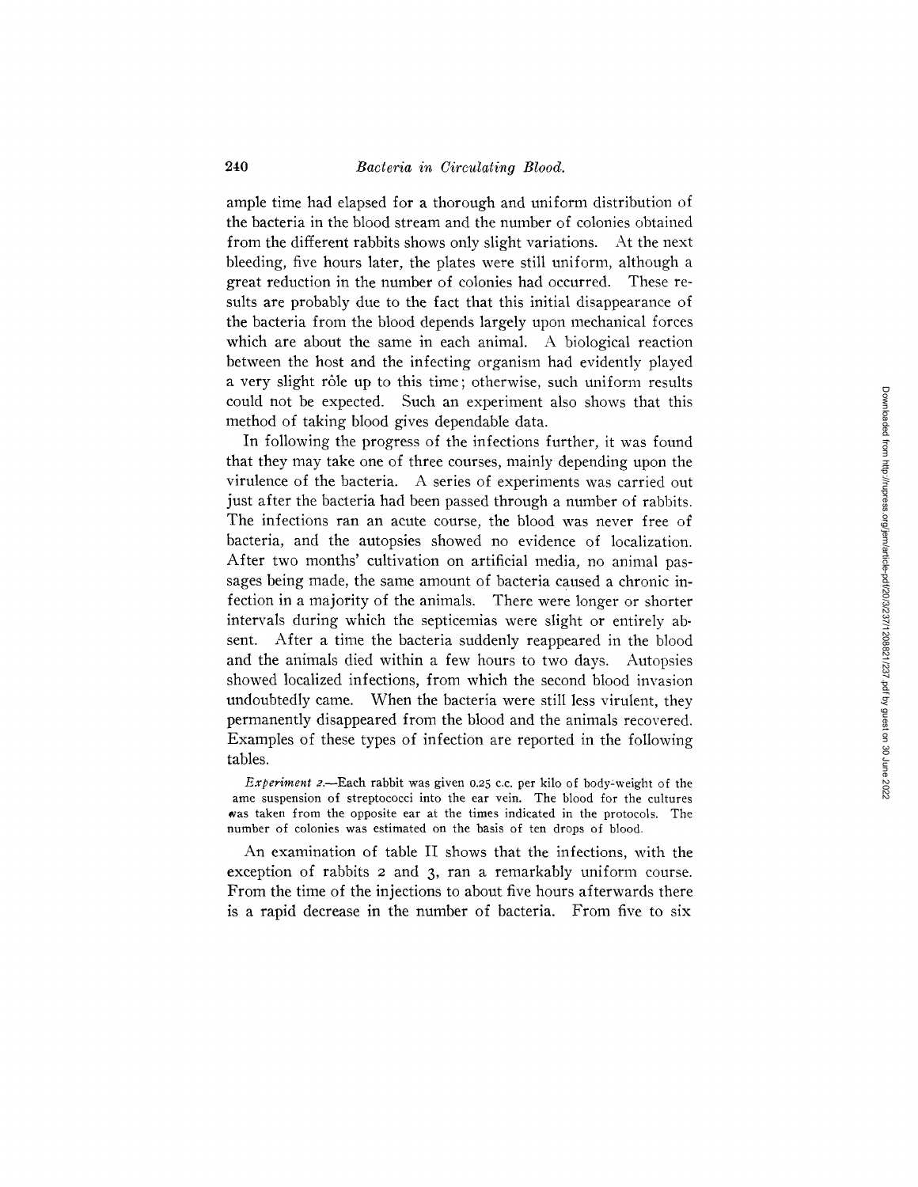ample time had elapsed for a thorough and uniform distribution of the bacteria in the blood stream and the number of colonies obtained from the different rabbits shows only slight variations. At the next bleeding, five hours later, the plates were still uniform, although a great reduction in the number of colonies had occurred. These results are probably due to the fact that this initial disappearance of the bacteria from the blood depends largely upon mechanical forces which are about the same in each animal. A biological reaction between the host and the infecting organism had evidently played a very slight rôle up to this time; otherwise, such uniform results could not be expected. Such an experiment also shows that this method of taking blood gives dependable data.

In following the progress of the infections further, it was found that they may take one of three courses, mainly depending upon the virulence of the bacteria. A series of experiments was carried out just after the bacteria had been passed through a number of rabbits. The infections ran an acute course, the blood was never free of bacteria, and the autopsies showed no evidence of localization. After two months' cultivation on artificial media, no animal passages being made, the same amount of bacteria caused a chronic infection in a majority of the animals. There were longer or shorter intervals during which the septicemias were slight or entirely absent. After a time the bacteria suddenly reappeared in the blood and the animals died within a few hours to two days. Autopsies showed localized infections, from which the second blood invasion undoubtedly came. When the bacteria were still less virulent, they permanently disappeared from the blood and the animals recovered. Examples of these types of infection are reported in the following tables.

*Experiment 2.*—Each rabbit was given 0.25 c.c. per kilo of body-weight of the ame suspension of streptococci into the ear vein. The blood for the cultures was taken from the opposite ear at the times indicated in the protocols. The number of colonies was estimated on the basis of ten drops of blood.

An examination of table II shows that the infections, with the exception of rabbits 2 and 3, ran a remarkably uniform course. From the time of the injections to about five hours afterwards there is a rapid decrease in the number of bacteria. From five to six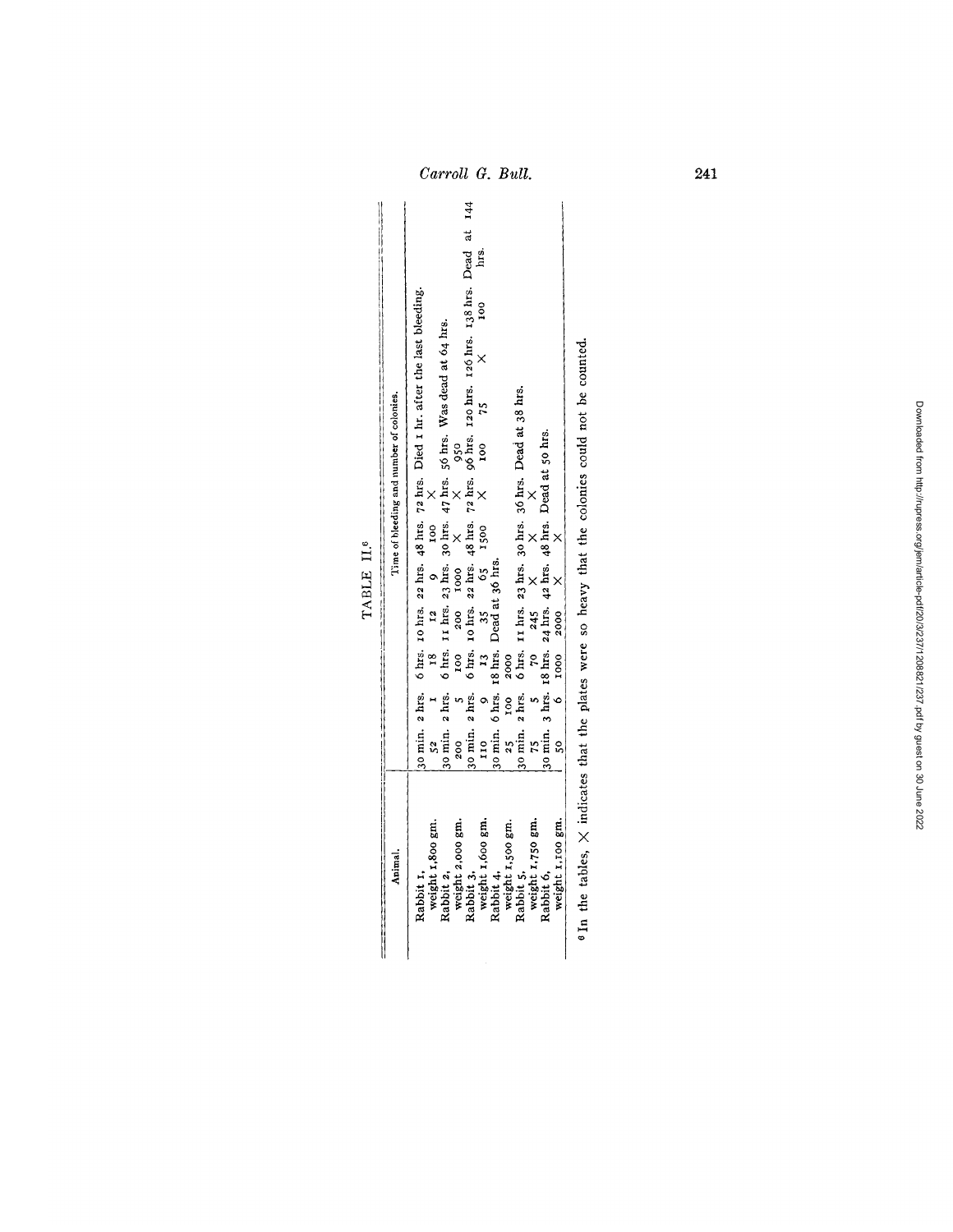## TABLE II.[6]

| Animal. | Time of bleeding and number of colonies. | | | | | | | | | | |
|---|---|---|---|---|---|---|---|---|---|---|---|
| Rabbit 1, weight 1,800 gm. | 30 min. 52 | 2 hrs. 1 | 6 hrs. 18 | 10 hrs. 12 | 22 hrs. 9 | 48 hrs. 100 | 72 hrs. × | Died 1 hr. after the last bleeding. | | | |
| Rabbit 2, weight 2,000 gm. | 30 min. 200 | 2 hrs. 5 | 6 hrs. 100 | 11 hrs. 200 | 23 hrs. 1000 | 30 hrs. × | 47 hrs. × | 56 hrs. 950 | Was dead at 64 hrs. | | |
| Rabbit 3, weight 1,600 gm. | 30 min. 110 | 2 hrs. 9 | 6 hrs. 13 | 10 hrs. 35 | 22 hrs. 65 | 48 hrs. 1500 | 72 hrs. × | 96 hrs. 100 | 120 hrs. 75 | 126 hrs. × | 138 hrs. 100 | Dead at 144 hrs. |
| Rabbit 4, weight 1,500 gm. | 30 min. 25 | 6 hrs. 100 | 18 hrs. 2000 | Dead at 36 hrs. | | | | | | | |
| Rabbit 5, weight 1,750 gm. | 30 min. 75 | 2 hrs. 5 | 6 hrs. 70 | 11 hrs. 245 | 23 hrs. × | 30 hrs. × | 36 hrs. × | Dead at 38 hrs. | | | |
| Rabbit 6, weight 1,100 gm. | 30 min. 50 | 3 hrs. 6 | 18 hrs. 1000 | 24 hrs. 2000 | 42 hrs. × | 48 hrs. × | Dead at 50 hrs. | | | | |

[6] In the tables, × indicates that the plates were so heavy that the colonies could not be counted.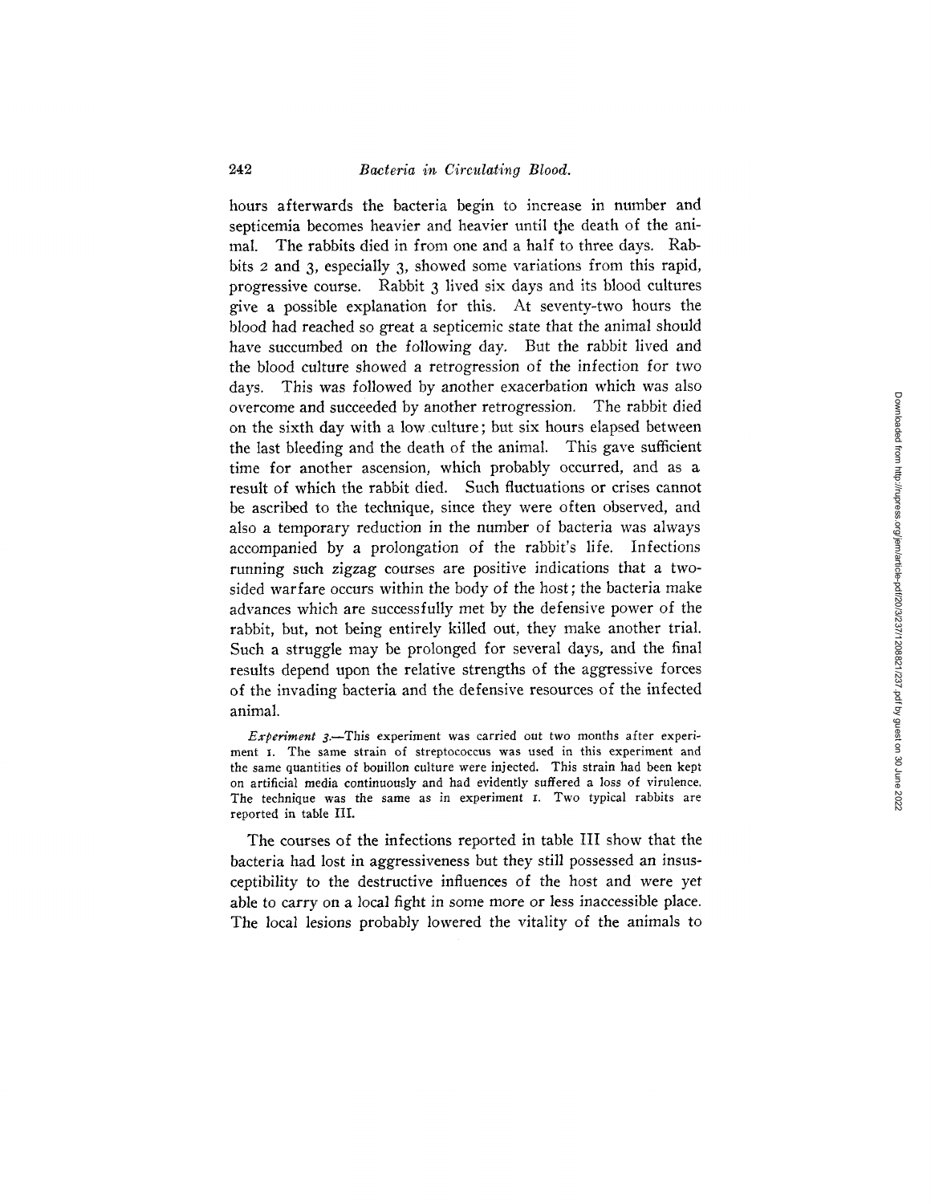hours afterwards the bacteria begin to increase in number and septicemia becomes heavier and heavier until the death of the animal. The rabbits died in from one and a half to three days. Rabbits 2 and 3, especially 3, showed some variations from this rapid, progressive course. Rabbit 3 lived six days and its blood cultures give a possible explanation for this. At seventy-two hours the blood had reached so great a septicemic state that the animal should have succumbed on the following day. But the rabbit lived and the blood culture showed a retrogression of the infection for two days. This was followed by another exacerbation which was also overcome and succeeded by another retrogression. The rabbit died on the sixth day with a low culture; but six hours elapsed between the last bleeding and the death of the animal. This gave sufficient time for another ascension, which probably occurred, and as a result of which the rabbit died. Such fluctuations or crises cannot be ascribed to the technique, since they were often observed, and also a temporary reduction in the number of bacteria was always accompanied by a prolongation of the rabbit's life. Infections running such zigzag courses are positive indications that a two-sided warfare occurs within the body of the host; the bacteria make advances which are successfully met by the defensive power of the rabbit, but, not being entirely killed out, they make another trial. Such a struggle may be prolonged for several days, and the final results depend upon the relative strengths of the aggressive forces of the invading bacteria and the defensive resources of the infected animal.

*Experiment 3.*—This experiment was carried out two months after experiment 1. The same strain of streptococcus was used in this experiment and the same quantities of bouillon culture were injected. This strain had been kept on artificial media continuously and had evidently suffered a loss of virulence. The technique was the same as in experiment 1. Two typical rabbits are reported in table III.

The courses of the infections reported in table III show that the bacteria had lost in aggressiveness but they still possessed an insusceptibility to the destructive influences of the host and were yet able to carry on a local fight in some more or less inaccessible place. The local lesions probably lowered the vitality of the animals to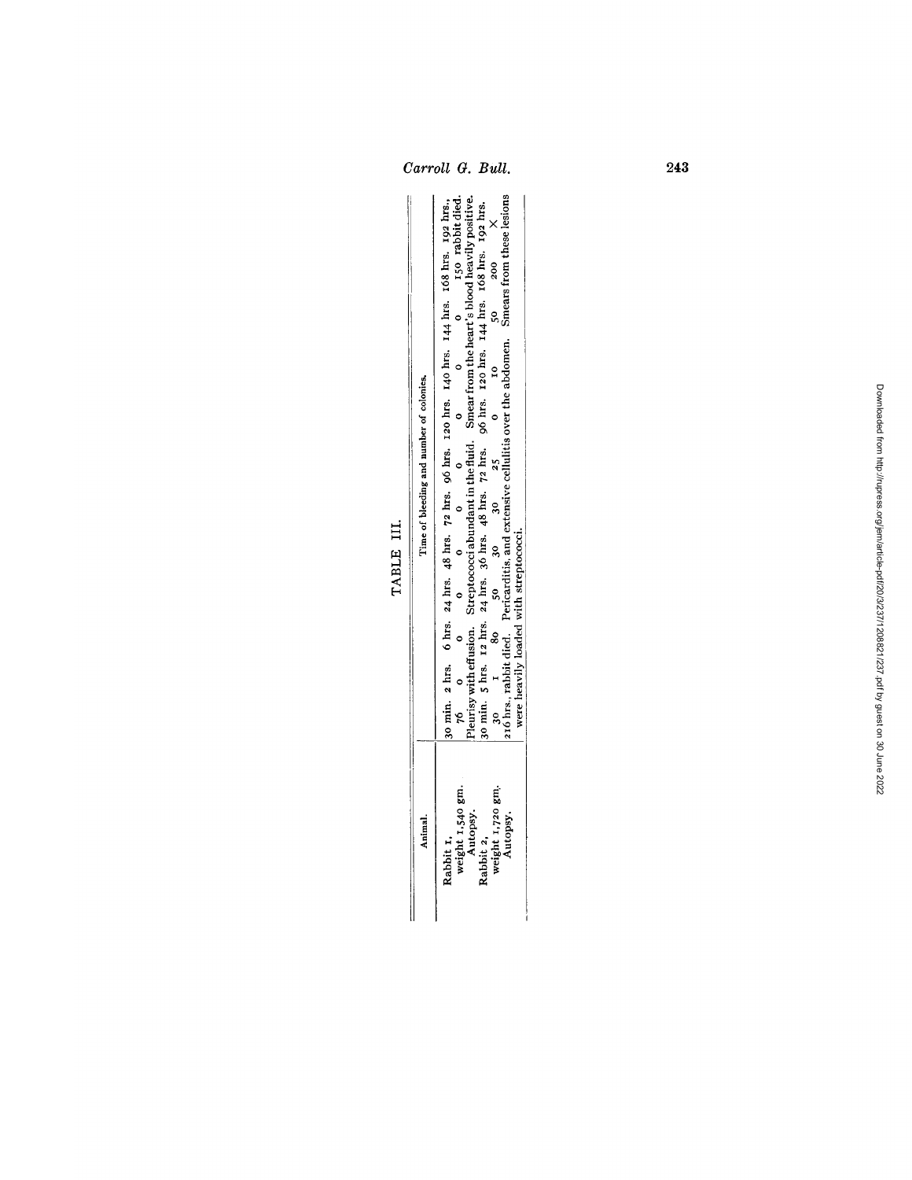TABLE III.

| Animal. | Time of bleeding and number of colonies. | | | | | | | | | | | | | |
|---|---|---|---|---|---|---|---|---|---|---|---|---|---|---|
| Rabbit 1, | 30 min. | 2 hrs. | 6 hrs. | 24 hrs. | 48 hrs. | 72 hrs. | 96 hrs. | 120 hrs. | 140 hrs. | 144 hrs. | 168 hrs. | 192 hrs., | | |
| weight 1,540 gm. | 76 | 0 | 0 | 0 | 0 | 0 | 0 | 0 | 0 | 0 | 0 | 150 rabbit died. | | |
| Autopsy. | Pleurisy with effusion. Streptococci abundant in the fluid. Smear from the heart's blood heavily positive. | | | | | | | | | | | | | |
| Rabbit 2, | 30 min. | 5 hrs. | 12 hrs. | 24 hrs. | 36 hrs. | 48 hrs. | 72 hrs. | 96 hrs. | 120 hrs. | 144 hrs. | 168 hrs. | 192 hrs. | | |
| weight 1,720 gm. | 30 | 1 | 80 | 50 | 30 | 30 | 25 | 0 | 10 | 50 | 200 | × | | |
| Autopsy. | 216 hrs., rabbit died. Pericarditis, and extensive cellulitis over the abdomen. Smears from these lesions were heavily loaded with streptococci. | | | | | | | | | | | | | |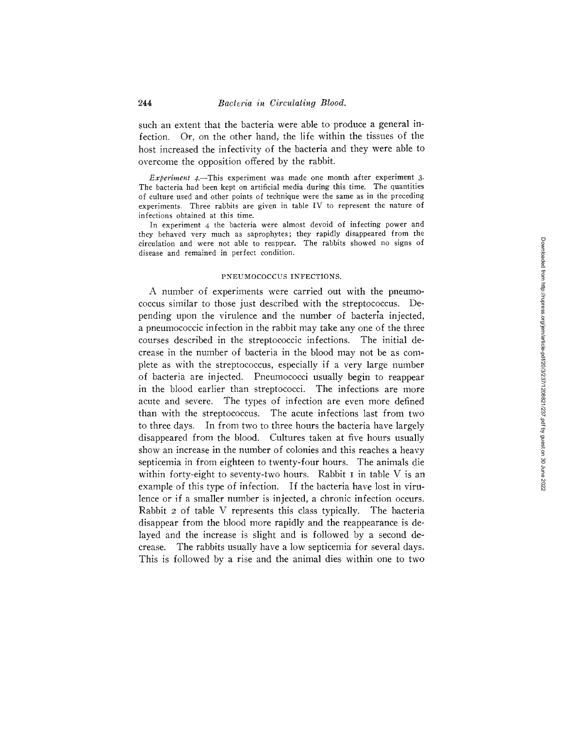such an extent that the bacteria were able to produce a general infection. Or, on the other hand, the life within the tissues of the host increased the infectivity of the bacteria and they were able to overcome the opposition offered by the rabbit.

*Experiment 4.*—This experiment was made one month after experiment 3. The bacteria had been kept on artificial media during this time. The quantities of culture used and other points of technique were the same as in the preceding experiments. Three rabbits are given in table IV to represent the nature of infections obtained at this time.

In experiment 4 the bacteria were almost devoid of infecting power and they behaved very much as saprophytes; they rapidly disappeared from the circulation and were not able to reappear. The rabbits showed no signs of disease and remained in perfect condition.

### PNEUMOCOCCUS INFECTIONS.

A number of experiments were carried out with the pneumococcus similar to those just described with the streptococcus. Depending upon the virulence and the number of bacteria injected, a pneumococcic infection in the rabbit may take any one of the three courses described in the streptococcic infections. The initial decrease in the number of bacteria in the blood may not be as complete as with the streptococcus, especially if a very large number of bacteria are injected. Pneumococci usually begin to reappear in the blood earlier than streptococci. The infections are more acute and severe. The types of infection are even more defined than with the streptococcus. The acute infections last from two to three days. In from two to three hours the bacteria have largely disappeared from the blood. Cultures taken at five hours usually show an increase in the number of colonies and this reaches a heavy septicemia in from eighteen to twenty-four hours. The animals die within forty-eight to seventy-two hours. Rabbit 1 in table V is an example of this type of infection. If the bacteria have lost in virulence or if a smaller number is injected, a chronic infection occurs. Rabbit 2 of table V represents this class typically. The bacteria disappear from the blood more rapidly and the reappearance is delayed and the increase is slight and is followed by a second decrease. The rabbits usually have a low septicemia for several days. This is followed by a rise and the animal dies within one to two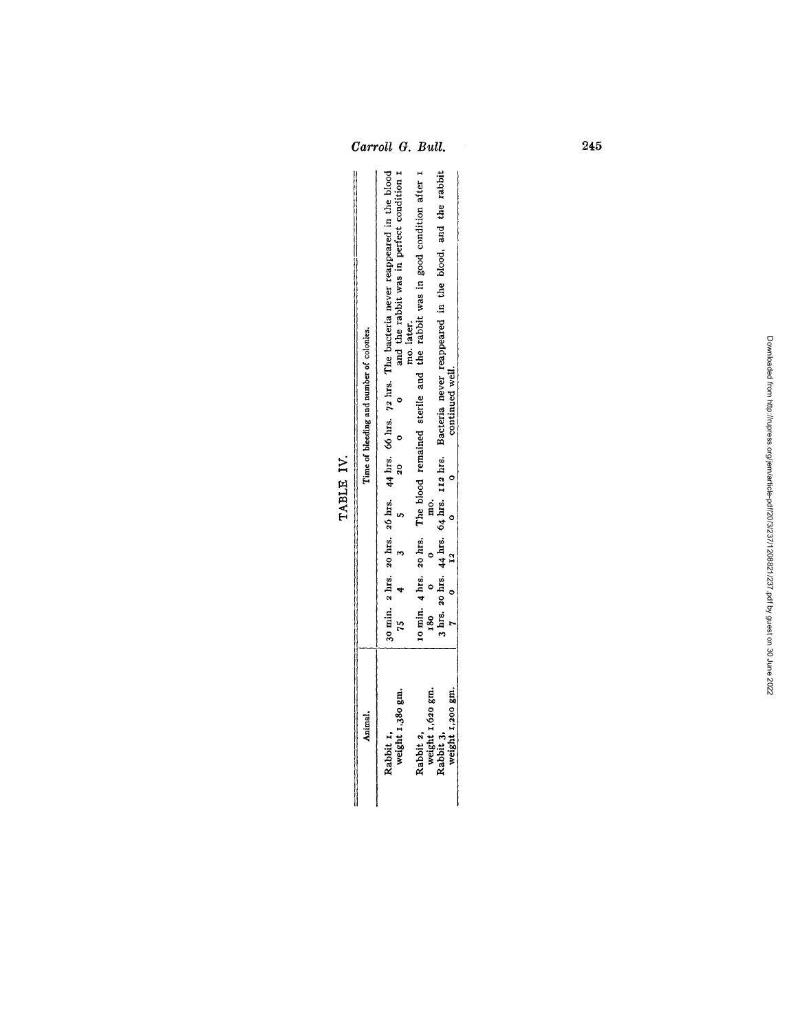TABLE IV.

| Animal. | Time of bleeding and number of colonies. |
|---|---|
| Rabbit 1, weight 1,380 gm. | 30 min. 2 hrs. 20 hrs. 26 hrs. 44 hrs. 66 hrs. 72 hrs. The bacteria never reappeared in the blood and the rabbit was in perfect condition 1 mo. later.<br>75 4 3 5 20 0 0 |
| Rabbit 2, weight 1,620 gm. | 10 min. 4 hrs. 20 hrs. The blood remained sterile and the rabbit was in good condition after 1 mo.<br>180 0 0 |
| Rabbit 3, weight 1,200 gm. | 3 hrs. 20 hrs. 44 hrs. 64 hrs. 112 hrs. Bacteria never reappeared in the blood, and the rabbit continued well.<br>7 0 12 0 0 |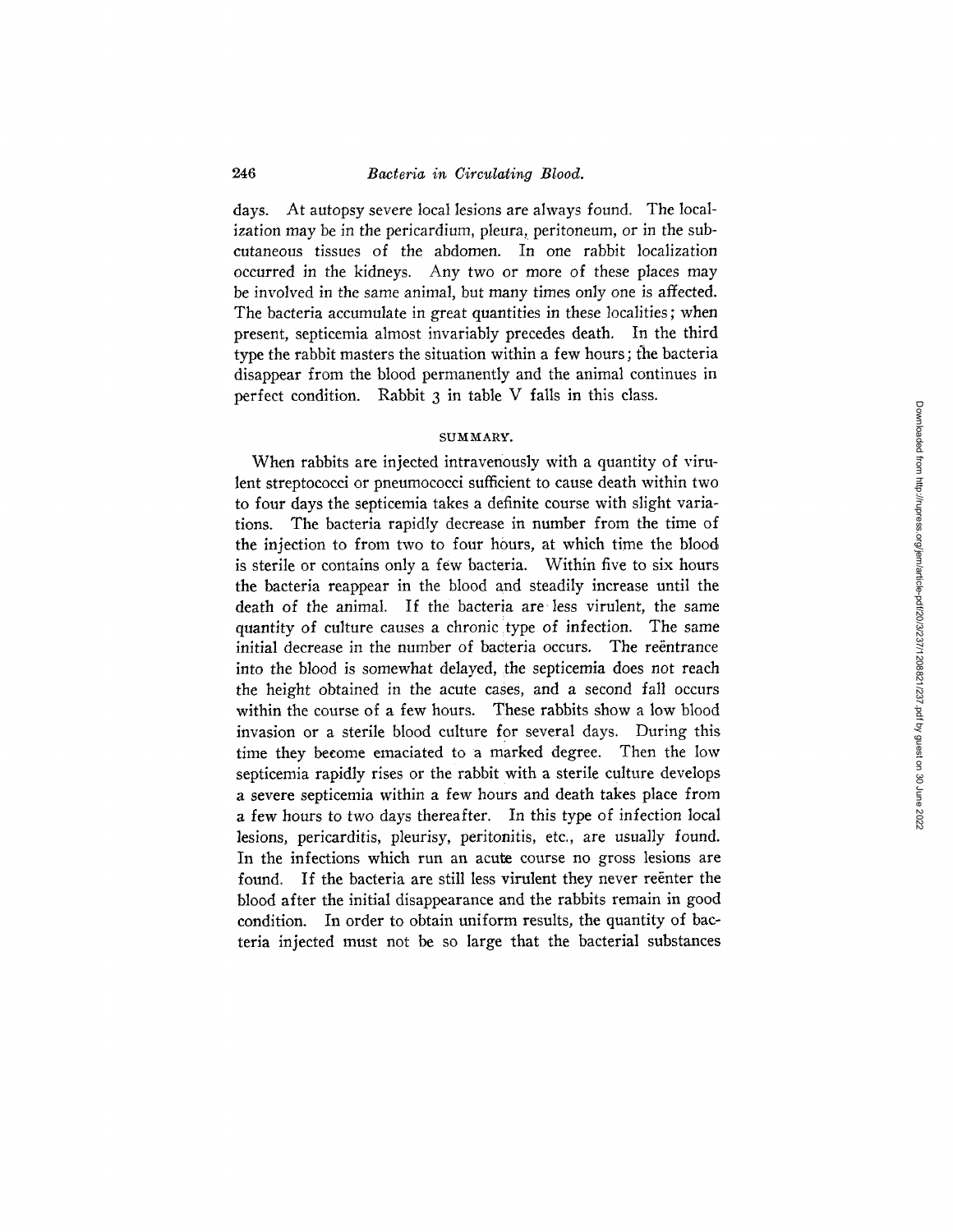days. At autopsy severe local lesions are always found. The localization may be in the pericardium, pleura, peritoneum, or in the subcutaneous tissues of the abdomen. In one rabbit localization occurred in the kidneys. Any two or more of these places may be involved in the same animal, but many times only one is affected. The bacteria accumulate in great quantities in these localities; when present, septicemia almost invariably precedes death. In the third type the rabbit masters the situation within a few hours; the bacteria disappear from the blood permanently and the animal continues in perfect condition. Rabbit 3 in table V falls in this class.

## SUMMARY.

When rabbits are injected intravenously with a quantity of virulent streptococci or pneumococci sufficient to cause death within two to four days the septicemia takes a definite course with slight variations. The bacteria rapidly decrease in number from the time of the injection to from two to four hours, at which time the blood is sterile or contains only a few bacteria. Within five to six hours the bacteria reappear in the blood and steadily increase until the death of the animal. If the bacteria are less virulent, the same quantity of culture causes a chronic type of infection. The same initial decrease in the number of bacteria occurs. The reëntrance into the blood is somewhat delayed, the septicemia does not reach the height obtained in the acute cases, and a second fall occurs within the course of a few hours. These rabbits show a low blood invasion or a sterile blood culture for several days. During this time they become emaciated to a marked degree. Then the low septicemia rapidly rises or the rabbit with a sterile culture develops a severe septicemia within a few hours and death takes place from a few hours to two days thereafter. In this type of infection local lesions, pericarditis, pleurisy, peritonitis, etc., are usually found. In the infections which run an acute course no gross lesions are found. If the bacteria are still less virulent they never reënter the blood after the initial disappearance and the rabbits remain in good condition. In order to obtain uniform results, the quantity of bacteria injected must not be so large that the bacterial substances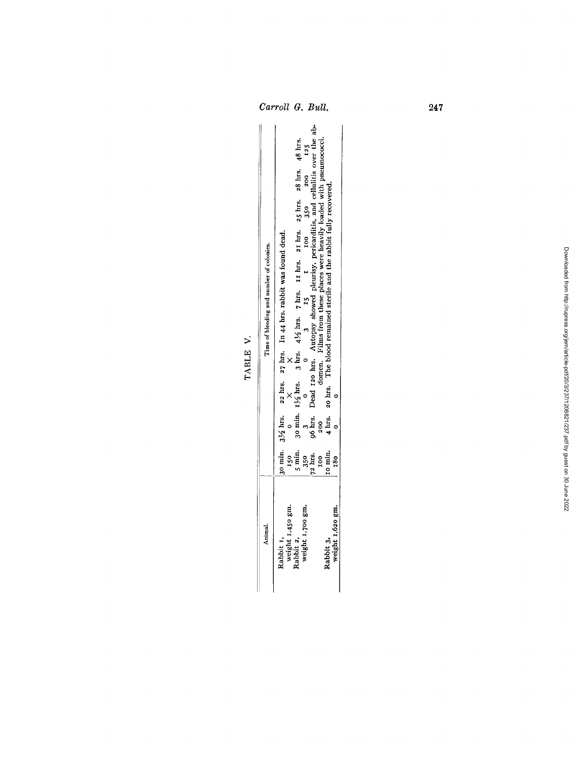TABLE V.

| Animal. | Time of bleeding and number of colonies. |
| --- | --- |
| Rabbit 1, weight 1,450 gm. | 30 min. 150; 3½ hrs. 0; 22 hrs. ×; 27 hrs. ×. In 44 hrs. rabbit was found dead. |
| Rabbit 2, weight 1,700 gm. | 5 min. 350; 30 min. 3; 1½ hrs. 0; 3 hrs. 0; 4½ hrs. 3; 7 hrs. 15; 11 hrs. 1; 21 hrs. 100; 25 hrs. 350; 28 hrs. 200; 48 hrs. 125; 72 hrs. 100; 96 hrs. 200. Dead 120 hrs. Autopsy showed pleurisy, pericarditis, and cellulitis over the abdomen. Films from these places were heavily loaded with pneumococci. |
| Rabbit 3, weight 1,620 gm. | 10 min. 180; 4 hrs. 0; 20 hrs. 0. The blood remained sterile and the rabbit fully recovered. |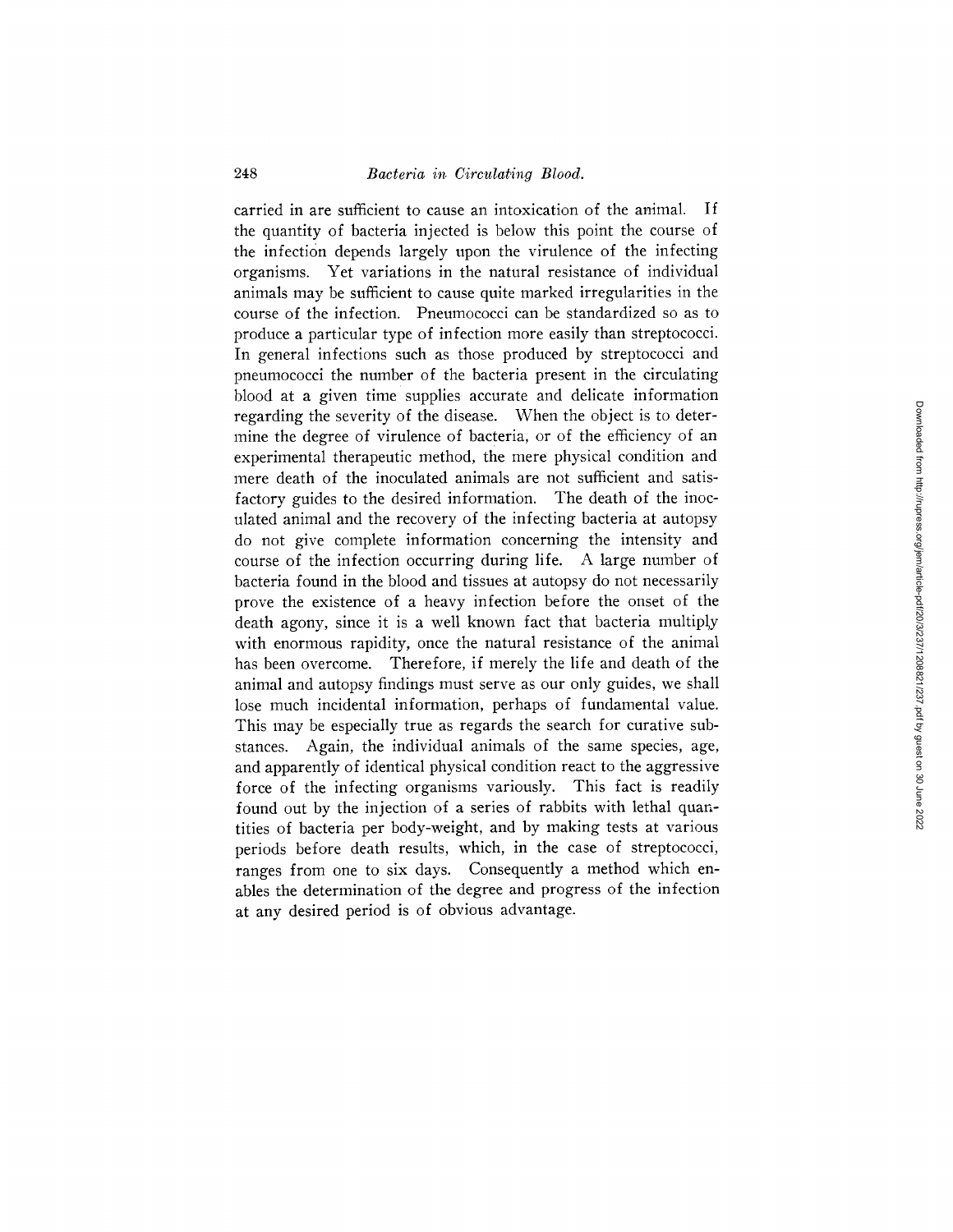carried in are sufficient to cause an intoxication of the animal. If the quantity of bacteria injected is below this point the course of the infection depends largely upon the virulence of the infecting organisms. Yet variations in the natural resistance of individual animals may be sufficient to cause quite marked irregularities in the course of the infection. Pneumococci can be standardized so as to produce a particular type of infection more easily than streptococci. In general infections such as those produced by streptococci and pneumococci the number of the bacteria present in the circulating blood at a given time supplies accurate and delicate information regarding the severity of the disease. When the object is to determine the degree of virulence of bacteria, or of the efficiency of an experimental therapeutic method, the mere physical condition and mere death of the inoculated animals are not sufficient and satisfactory guides to the desired information. The death of the inoculated animal and the recovery of the infecting bacteria at autopsy do not give complete information concerning the intensity and course of the infection occurring during life. A large number of bacteria found in the blood and tissues at autopsy do not necessarily prove the existence of a heavy infection before the onset of the death agony, since it is a well known fact that bacteria multiply with enormous rapidity, once the natural resistance of the animal has been overcome. Therefore, if merely the life and death of the animal and autopsy findings must serve as our only guides, we shall lose much incidental information, perhaps of fundamental value. This may be especially true as regards the search for curative substances. Again, the individual animals of the same species, age, and apparently of identical physical condition react to the aggressive force of the infecting organisms variously. This fact is readily found out by the injection of a series of rabbits with lethal quantities of bacteria per body-weight, and by making tests at various periods before death results, which, in the case of streptococci, ranges from one to six days. Consequently a method which enables the determination of the degree and progress of the infection at any desired period is of obvious advantage.